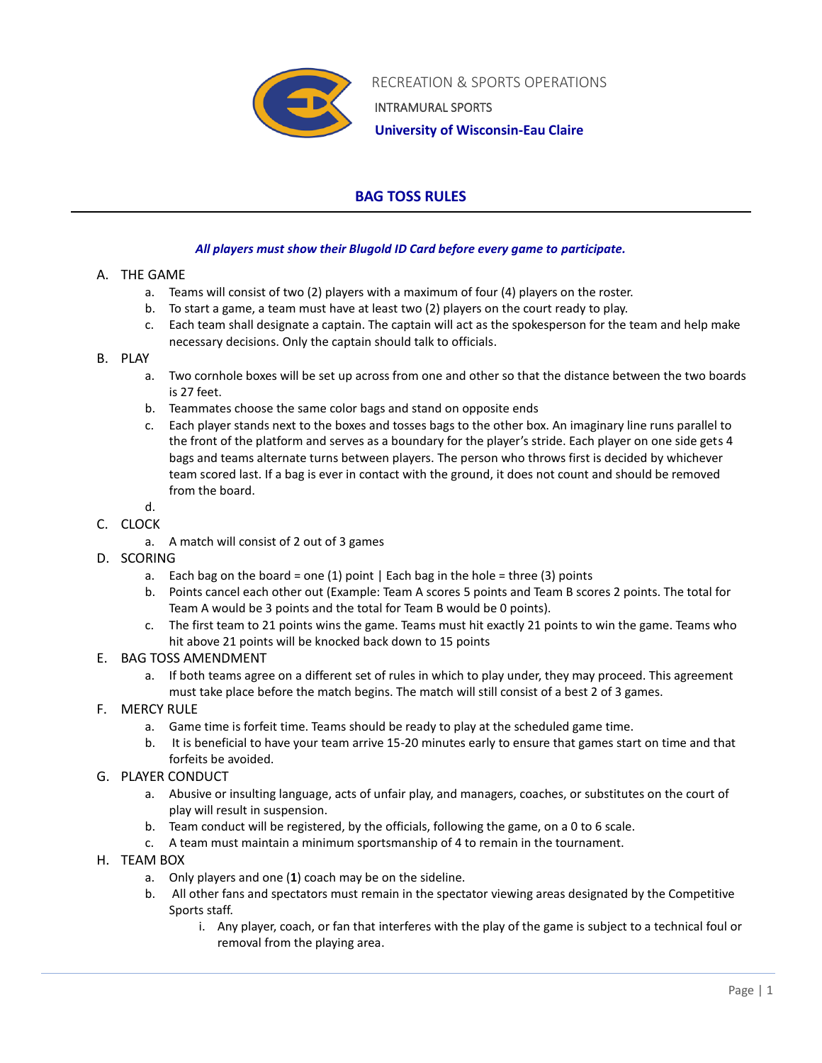RECREATION & SPORTS OPERATIONS

INTRAMURAL SPORTS

**University of Wisconsin-Eau Claire**

# BAG TOSS RULES

***All players must show their Blugold ID Card before every game to participate.***

A. THE GAME
   a. Teams will consist of two (2) players with a maximum of four (4) players on the roster.
   b. To start a game, a team must have at least two (2) players on the court ready to play.
   c. Each team shall designate a captain. The captain will act as the spokesperson for the team and help make necessary decisions. Only the captain should talk to officials.

B. PLAY
   a. Two cornhole boxes will be set up across from one and other so that the distance between the two boards is 27 feet.
   b. Teammates choose the same color bags and stand on opposite ends
   c. Each player stands next to the boxes and tosses bags to the other box. An imaginary line runs parallel to the front of the platform and serves as a boundary for the player's stride. Each player on one side gets 4 bags and teams alternate turns between players. The person who throws first is decided by whichever team scored last. If a bag is ever in contact with the ground, it does not count and should be removed from the board.
   d.

C. CLOCK
   a. A match will consist of 2 out of 3 games

D. SCORING
   a. Each bag on the board = one (1) point | Each bag in the hole = three (3) points
   b. Points cancel each other out (Example: Team A scores 5 points and Team B scores 2 points. The total for Team A would be 3 points and the total for Team B would be 0 points).
   c. The first team to 21 points wins the game. Teams must hit exactly 21 points to win the game. Teams who hit above 21 points will be knocked back down to 15 points

E. BAG TOSS AMENDMENT
   a. If both teams agree on a different set of rules in which to play under, they may proceed. This agreement must take place before the match begins. The match will still consist of a best 2 of 3 games.

F. MERCY RULE
   a. Game time is forfeit time. Teams should be ready to play at the scheduled game time.
   b. It is beneficial to have your team arrive 15-20 minutes early to ensure that games start on time and that forfeits be avoided.

G. PLAYER CONDUCT
   a. Abusive or insulting language, acts of unfair play, and managers, coaches, or substitutes on the court of play will result in suspension.
   b. Team conduct will be registered, by the officials, following the game, on a 0 to 6 scale.
   c. A team must maintain a minimum sportsmanship of 4 to remain in the tournament.

H. TEAM BOX
   a. Only players and one (**1**) coach may be on the sideline.
   b. All other fans and spectators must remain in the spectator viewing areas designated by the Competitive Sports staff.
      i. Any player, coach, or fan that interferes with the play of the game is subject to a technical foul or removal from the playing area.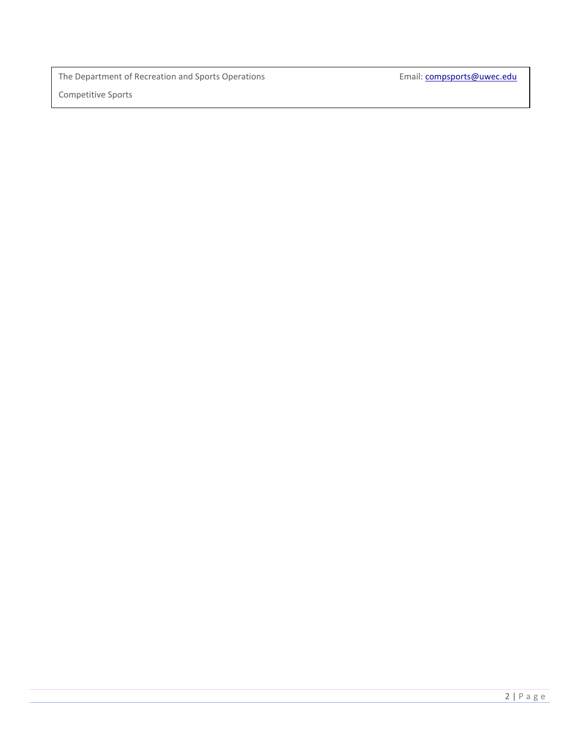The Department of Recreation and Sports Operations

Competitive Sports

Email: compsports@uwec.edu